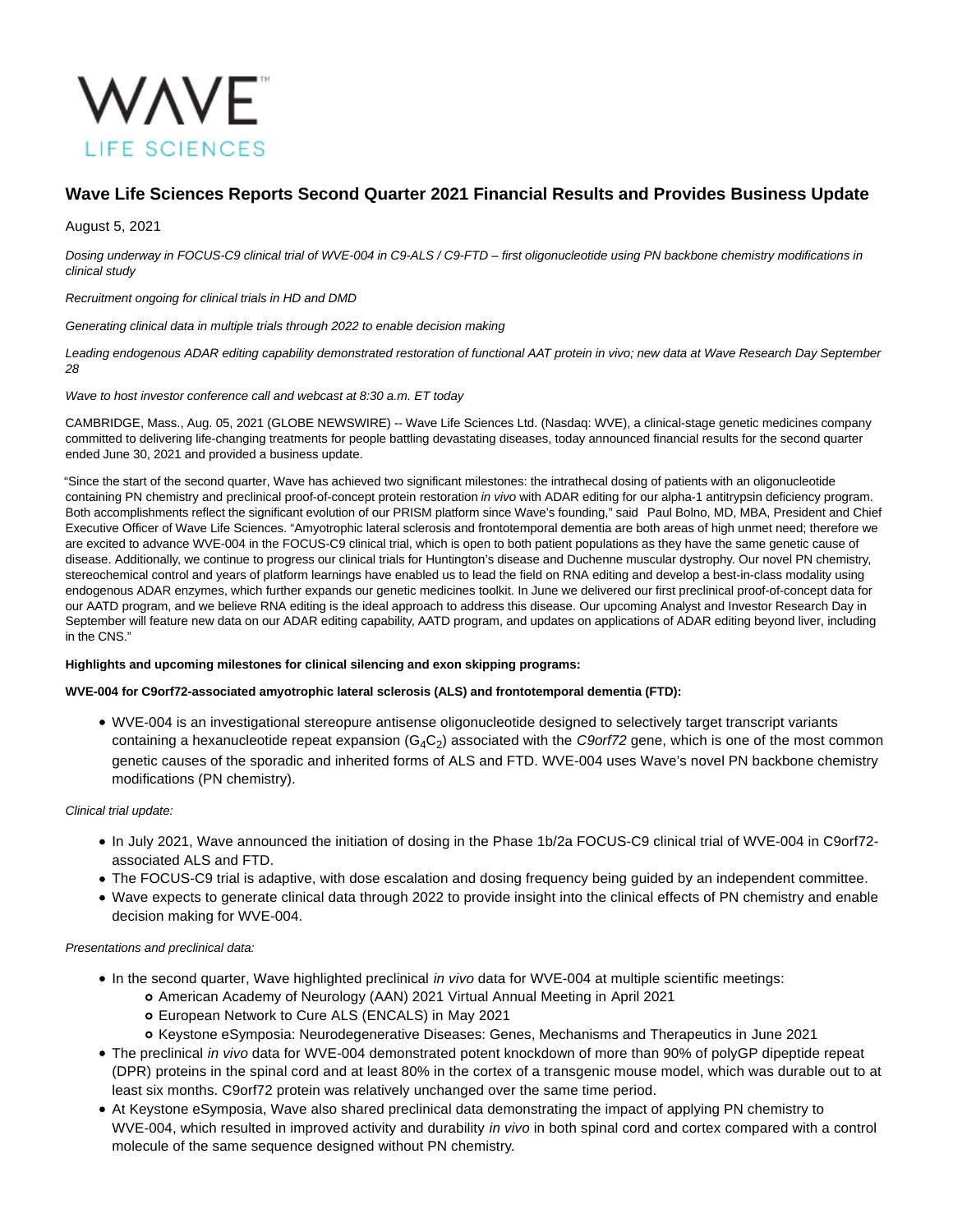# Wave Life Sciences Reports Second Quarter 2021 Financial Results and Provides Business Update

August 5, 2021

*Dosing underway in FOCUS-C9 clinical trial of WVE-004 in C9-ALS / C9-FTD – first oligonucleotide using PN backbone chemistry modifications in clinical study*

*Recruitment ongoing for clinical trials in HD and DMD*

*Generating clinical data in multiple trials through 2022 to enable decision making*

*Leading endogenous ADAR editing capability demonstrated restoration of functional AAT protein in vivo; new data at Wave Research Day September 28*

*Wave to host investor conference call and webcast at 8:30 a.m. ET today*

CAMBRIDGE, Mass., Aug. 05, 2021 (GLOBE NEWSWIRE) -- Wave Life Sciences Ltd. (Nasdaq: WVE), a clinical-stage genetic medicines company committed to delivering life-changing treatments for people battling devastating diseases, today announced financial results for the second quarter ended June 30, 2021 and provided a business update.

"Since the start of the second quarter, Wave has achieved two significant milestones: the intrathecal dosing of patients with an oligonucleotide containing PN chemistry and preclinical proof-of-concept protein restoration *in vivo* with ADAR editing for our alpha-1 antitrypsin deficiency program. Both accomplishments reflect the significant evolution of our PRISM platform since Wave's founding," said Paul Bolno, MD, MBA, President and Chief Executive Officer of Wave Life Sciences. "Amyotrophic lateral sclerosis and frontotemporal dementia are both areas of high unmet need; therefore we are excited to advance WVE-004 in the FOCUS-C9 clinical trial, which is open to both patient populations as they have the same genetic cause of disease. Additionally, we continue to progress our clinical trials for Huntington's disease and Duchenne muscular dystrophy. Our novel PN chemistry, stereochemical control and years of platform learnings have enabled us to lead the field on RNA editing and develop a best-in-class modality using endogenous ADAR enzymes, which further expands our genetic medicines toolkit. In June we delivered our first preclinical proof-of-concept data for our AATD program, and we believe RNA editing is the ideal approach to address this disease. Our upcoming Analyst and Investor Research Day in September will feature new data on our ADAR editing capability, AATD program, and updates on applications of ADAR editing beyond liver, including in the CNS."

**Highlights and upcoming milestones for clinical silencing and exon skipping programs:**

**WVE-004 for C9orf72-associated amyotrophic lateral sclerosis (ALS) and frontotemporal dementia (FTD):**

- WVE-004 is an investigational stereopure antisense oligonucleotide designed to selectively target transcript variants containing a hexanucleotide repeat expansion ($G_4C_2$) associated with the *C9orf72* gene, which is one of the most common genetic causes of the sporadic and inherited forms of ALS and FTD. WVE-004 uses Wave's novel PN backbone chemistry modifications (PN chemistry).

*Clinical trial update:*

- In July 2021, Wave announced the initiation of dosing in the Phase 1b/2a FOCUS-C9 clinical trial of WVE-004 in C9orf72-associated ALS and FTD.
- The FOCUS-C9 trial is adaptive, with dose escalation and dosing frequency being guided by an independent committee.
- Wave expects to generate clinical data through 2022 to provide insight into the clinical effects of PN chemistry and enable decision making for WVE-004.

*Presentations and preclinical data:*

- In the second quarter, Wave highlighted preclinical *in vivo* data for WVE-004 at multiple scientific meetings:
  - American Academy of Neurology (AAN) 2021 Virtual Annual Meeting in April 2021
  - European Network to Cure ALS (ENCALS) in May 2021
  - Keystone eSymposia: Neurodegenerative Diseases: Genes, Mechanisms and Therapeutics in June 2021
- The preclinical *in vivo* data for WVE-004 demonstrated potent knockdown of more than 90% of polyGP dipeptide repeat (DPR) proteins in the spinal cord and at least 80% in the cortex of a transgenic mouse model, which was durable out to at least six months. C9orf72 protein was relatively unchanged over the same time period.
- At Keystone eSymposia, Wave also shared preclinical data demonstrating the impact of applying PN chemistry to WVE-004, which resulted in improved activity and durability *in vivo* in both spinal cord and cortex compared with a control molecule of the same sequence designed without PN chemistry.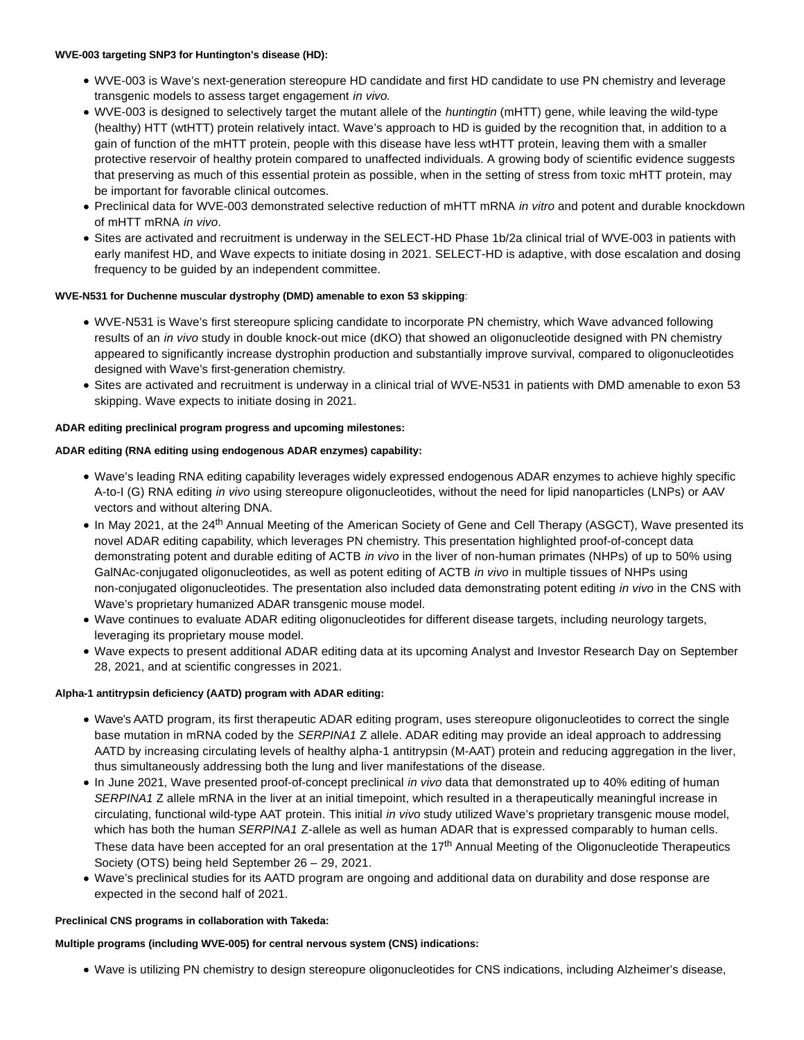**WVE-003 targeting SNP3 for Huntington's disease (HD):**

- WVE-003 is Wave's next-generation stereopure HD candidate and first HD candidate to use PN chemistry and leverage transgenic models to assess target engagement *in vivo.*
- WVE-003 is designed to selectively target the mutant allele of the *huntingtin* (mHTT) gene, while leaving the wild-type (healthy) HTT (wtHTT) protein relatively intact. Wave's approach to HD is guided by the recognition that, in addition to a gain of function of the mHTT protein, people with this disease have less wtHTT protein, leaving them with a smaller protective reservoir of healthy protein compared to unaffected individuals. A growing body of scientific evidence suggests that preserving as much of this essential protein as possible, when in the setting of stress from toxic mHTT protein, may be important for favorable clinical outcomes.
- Preclinical data for WVE-003 demonstrated selective reduction of mHTT mRNA *in vitro* and potent and durable knockdown of mHTT mRNA *in vivo*.
- Sites are activated and recruitment is underway in the SELECT-HD Phase 1b/2a clinical trial of WVE-003 in patients with early manifest HD, and Wave expects to initiate dosing in 2021. SELECT-HD is adaptive, with dose escalation and dosing frequency to be guided by an independent committee.

**WVE-N531 for Duchenne muscular dystrophy (DMD) amenable to exon 53 skipping**:

- WVE-N531 is Wave's first stereopure splicing candidate to incorporate PN chemistry, which Wave advanced following results of an *in vivo* study in double knock-out mice (dKO) that showed an oligonucleotide designed with PN chemistry appeared to significantly increase dystrophin production and substantially improve survival, compared to oligonucleotides designed with Wave's first-generation chemistry.
- Sites are activated and recruitment is underway in a clinical trial of WVE-N531 in patients with DMD amenable to exon 53 skipping. Wave expects to initiate dosing in 2021.

**ADAR editing preclinical program progress and upcoming milestones:**

**ADAR editing (RNA editing using endogenous ADAR enzymes) capability:**

- Wave's leading RNA editing capability leverages widely expressed endogenous ADAR enzymes to achieve highly specific A-to-I (G) RNA editing *in vivo* using stereopure oligonucleotides, without the need for lipid nanoparticles (LNPs) or AAV vectors and without altering DNA.
- In May 2021, at the 24th Annual Meeting of the American Society of Gene and Cell Therapy (ASGCT), Wave presented its novel ADAR editing capability, which leverages PN chemistry. This presentation highlighted proof-of-concept data demonstrating potent and durable editing of ACTB *in vivo* in the liver of non-human primates (NHPs) of up to 50% using GalNAc-conjugated oligonucleotides, as well as potent editing of ACTB *in vivo* in multiple tissues of NHPs using non-conjugated oligonucleotides. The presentation also included data demonstrating potent editing *in vivo* in the CNS with Wave's proprietary humanized ADAR transgenic mouse model.
- Wave continues to evaluate ADAR editing oligonucleotides for different disease targets, including neurology targets, leveraging its proprietary mouse model.
- Wave expects to present additional ADAR editing data at its upcoming Analyst and Investor Research Day on September 28, 2021, and at scientific congresses in 2021.

**Alpha-1 antitrypsin deficiency (AATD) program with ADAR editing:**

- Wave's AATD program, its first therapeutic ADAR editing program, uses stereopure oligonucleotides to correct the single base mutation in mRNA coded by the *SERPINA1* Z allele. ADAR editing may provide an ideal approach to addressing AATD by increasing circulating levels of healthy alpha-1 antitrypsin (M-AAT) protein and reducing aggregation in the liver, thus simultaneously addressing both the lung and liver manifestations of the disease.
- In June 2021, Wave presented proof-of-concept preclinical *in vivo* data that demonstrated up to 40% editing of human *SERPINA1* Z allele mRNA in the liver at an initial timepoint, which resulted in a therapeutically meaningful increase in circulating, functional wild-type AAT protein. This initial *in vivo* study utilized Wave's proprietary transgenic mouse model, which has both the human *SERPINA1* Z-allele as well as human ADAR that is expressed comparably to human cells. These data have been accepted for an oral presentation at the 17th Annual Meeting of the Oligonucleotide Therapeutics Society (OTS) being held September 26 – 29, 2021.
- Wave's preclinical studies for its AATD program are ongoing and additional data on durability and dose response are expected in the second half of 2021.

**Preclinical CNS programs in collaboration with Takeda:**

**Multiple programs (including WVE-005) for central nervous system (CNS) indications:**

- Wave is utilizing PN chemistry to design stereopure oligonucleotides for CNS indications, including Alzheimer's disease,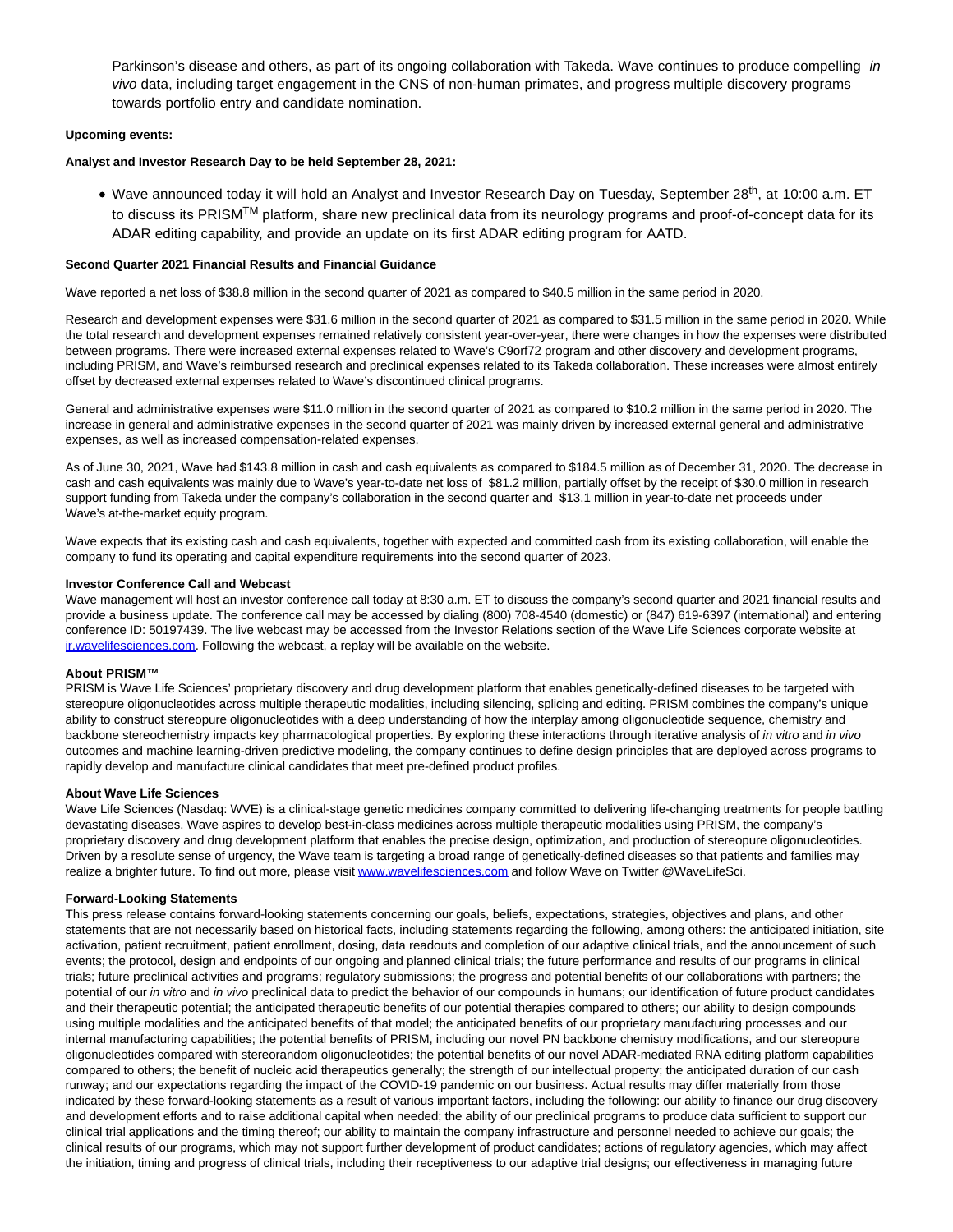Parkinson's disease and others, as part of its ongoing collaboration with Takeda. Wave continues to produce compelling *in vivo* data, including target engagement in the CNS of non-human primates, and progress multiple discovery programs towards portfolio entry and candidate nomination.

**Upcoming events:**

**Analyst and Investor Research Day to be held September 28, 2021:**

- Wave announced today it will hold an Analyst and Investor Research Day on Tuesday, September 28th, at 10:00 a.m. ET to discuss its PRISM™ platform, share new preclinical data from its neurology programs and proof-of-concept data for its ADAR editing capability, and provide an update on its first ADAR editing program for AATD.

**Second Quarter 2021 Financial Results and Financial Guidance**

Wave reported a net loss of $38.8 million in the second quarter of 2021 as compared to $40.5 million in the same period in 2020.

Research and development expenses were $31.6 million in the second quarter of 2021 as compared to $31.5 million in the same period in 2020. While the total research and development expenses remained relatively consistent year-over-year, there were changes in how the expenses were distributed between programs. There were increased external expenses related to Wave's C9orf72 program and other discovery and development programs, including PRISM, and Wave's reimbursed research and preclinical expenses related to its Takeda collaboration. These increases were almost entirely offset by decreased external expenses related to Wave's discontinued clinical programs.

General and administrative expenses were $11.0 million in the second quarter of 2021 as compared to $10.2 million in the same period in 2020. The increase in general and administrative expenses in the second quarter of 2021 was mainly driven by increased external general and administrative expenses, as well as increased compensation-related expenses.

As of June 30, 2021, Wave had $143.8 million in cash and cash equivalents as compared to $184.5 million as of December 31, 2020. The decrease in cash and cash equivalents was mainly due to Wave's year-to-date net loss of $81.2 million, partially offset by the receipt of $30.0 million in research support funding from Takeda under the company's collaboration in the second quarter and $13.1 million in year-to-date net proceeds under Wave's at-the-market equity program.

Wave expects that its existing cash and cash equivalents, together with expected and committed cash from its existing collaboration, will enable the company to fund its operating and capital expenditure requirements into the second quarter of 2023.

**Investor Conference Call and Webcast**

Wave management will host an investor conference call today at 8:30 a.m. ET to discuss the company's second quarter and 2021 financial results and provide a business update. The conference call may be accessed by dialing (800) 708-4540 (domestic) or (847) 619-6397 (international) and entering conference ID: 50197439. The live webcast may be accessed from the Investor Relations section of the Wave Life Sciences corporate website at ir.wavelifesciences.com. Following the webcast, a replay will be available on the website.

**About PRISM™**

PRISM is Wave Life Sciences' proprietary discovery and drug development platform that enables genetically-defined diseases to be targeted with stereopure oligonucleotides across multiple therapeutic modalities, including silencing, splicing and editing. PRISM combines the company's unique ability to construct stereopure oligonucleotides with a deep understanding of how the interplay among oligonucleotide sequence, chemistry and backbone stereochemistry impacts key pharmacological properties. By exploring these interactions through iterative analysis of *in vitro* and *in vivo* outcomes and machine learning-driven predictive modeling, the company continues to define design principles that are deployed across programs to rapidly develop and manufacture clinical candidates that meet pre-defined product profiles.

**About Wave Life Sciences**

Wave Life Sciences (Nasdaq: WVE) is a clinical-stage genetic medicines company committed to delivering life-changing treatments for people battling devastating diseases. Wave aspires to develop best-in-class medicines across multiple therapeutic modalities using PRISM, the company's proprietary discovery and drug development platform that enables the precise design, optimization, and production of stereopure oligonucleotides. Driven by a resolute sense of urgency, the Wave team is targeting a broad range of genetically-defined diseases so that patients and families may realize a brighter future. To find out more, please visit www.wavelifesciences.com and follow Wave on Twitter @WaveLifeSci.

**Forward-Looking Statements**

This press release contains forward-looking statements concerning our goals, beliefs, expectations, strategies, objectives and plans, and other statements that are not necessarily based on historical facts, including statements regarding the following, among others: the anticipated initiation, site activation, patient recruitment, patient enrollment, dosing, data readouts and completion of our adaptive clinical trials, and the announcement of such events; the protocol, design and endpoints of our ongoing and planned clinical trials; the future performance and results of our programs in clinical trials; future preclinical activities and programs; regulatory submissions; the progress and potential benefits of our collaborations with partners; the potential of our *in vitro* and *in vivo* preclinical data to predict the behavior of our compounds in humans; our identification of future product candidates and their therapeutic potential; the anticipated therapeutic benefits of our potential therapies compared to others; our ability to design compounds using multiple modalities and the anticipated benefits of that model; the anticipated benefits of our proprietary manufacturing processes and our internal manufacturing capabilities; the potential benefits of PRISM, including our novel PN backbone chemistry modifications, and our stereopure oligonucleotides compared with stereorandom oligonucleotides; the potential benefits of our novel ADAR-mediated RNA editing platform capabilities compared to others; the benefit of nucleic acid therapeutics generally; the strength of our intellectual property; the anticipated duration of our cash runway; and our expectations regarding the impact of the COVID-19 pandemic on our business. Actual results may differ materially from those indicated by these forward-looking statements as a result of various important factors, including the following: our ability to finance our drug discovery and development efforts and to raise additional capital when needed; the ability of our preclinical programs to produce data sufficient to support our clinical trial applications and the timing thereof; our ability to maintain the company infrastructure and personnel needed to achieve our goals; the clinical results of our programs, which may not support further development of product candidates; actions of regulatory agencies, which may affect the initiation, timing and progress of clinical trials, including their receptiveness to our adaptive trial designs; our effectiveness in managing future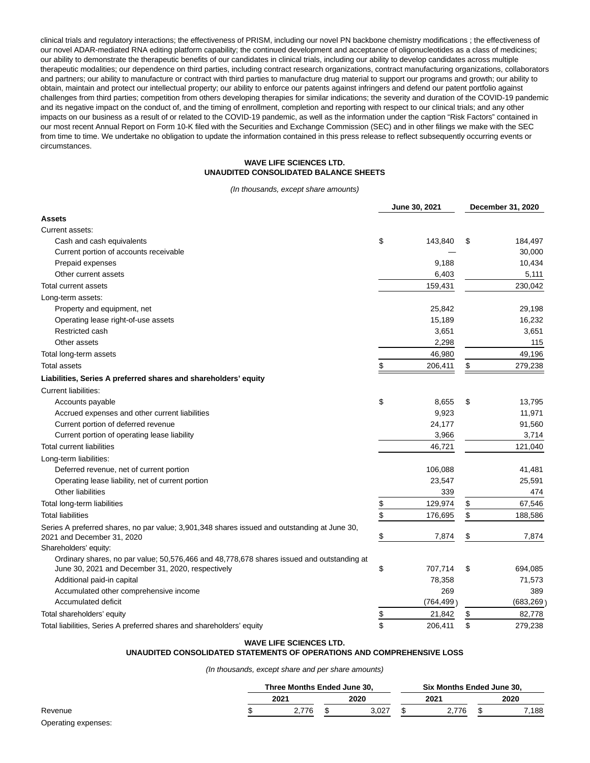clinical trials and regulatory interactions; the effectiveness of PRISM, including our novel PN backbone chemistry modifications ; the effectiveness of our novel ADAR-mediated RNA editing platform capability; the continued development and acceptance of oligonucleotides as a class of medicines; our ability to demonstrate the therapeutic benefits of our candidates in clinical trials, including our ability to develop candidates across multiple therapeutic modalities; our dependence on third parties, including contract research organizations, contract manufacturing organizations, collaborators and partners; our ability to manufacture or contract with third parties to manufacture drug material to support our programs and growth; our ability to obtain, maintain and protect our intellectual property; our ability to enforce our patents against infringers and defend our patent portfolio against challenges from third parties; competition from others developing therapies for similar indications; the severity and duration of the COVID-19 pandemic and its negative impact on the conduct of, and the timing of enrollment, completion and reporting with respect to our clinical trials; and any other impacts on our business as a result of or related to the COVID-19 pandemic, as well as the information under the caption "Risk Factors" contained in our most recent Annual Report on Form 10-K filed with the Securities and Exchange Commission (SEC) and in other filings we make with the SEC from time to time. We undertake no obligation to update the information contained in this press release to reflect subsequently occurring events or circumstances.

**WAVE LIFE SCIENCES LTD.**
**UNAUDITED CONSOLIDATED BALANCE SHEETS**

*(In thousands, except share amounts)*

| | June 30, 2021 | December 31, 2020 |
|---|---|---|
| **Assets** | | |
| Current assets: | | |
| Cash and cash equivalents | $ 143,840 | $ 184,497 |
| Current portion of accounts receivable | — | 30,000 |
| Prepaid expenses | 9,188 | 10,434 |
| Other current assets | 6,403 | 5,111 |
| Total current assets | 159,431 | 230,042 |
| Long-term assets: | | |
| Property and equipment, net | 25,842 | 29,198 |
| Operating lease right-of-use assets | 15,189 | 16,232 |
| Restricted cash | 3,651 | 3,651 |
| Other assets | 2,298 | 115 |
| Total long-term assets | 46,980 | 49,196 |
| Total assets | $ 206,411 | $ 279,238 |
| **Liabilities, Series A preferred shares and shareholders' equity** | | |
| Current liabilities: | | |
| Accounts payable | $ 8,655 | $ 13,795 |
| Accrued expenses and other current liabilities | 9,923 | 11,971 |
| Current portion of deferred revenue | 24,177 | 91,560 |
| Current portion of operating lease liability | 3,966 | 3,714 |
| Total current liabilities | 46,721 | 121,040 |
| Long-term liabilities: | | |
| Deferred revenue, net of current portion | 106,088 | 41,481 |
| Operating lease liability, net of current portion | 23,547 | 25,591 |
| Other liabilities | 339 | 474 |
| Total long-term liabilities | $ 129,974 | $ 67,546 |
| Total liabilities | $ 176,695 | $ 188,586 |
| Series A preferred shares, no par value; 3,901,348 shares issued and outstanding at June 30, 2021 and December 31, 2020 | $ 7,874 | $ 7,874 |
| Shareholders' equity: | | |
| Ordinary shares, no par value; 50,576,466 and 48,778,678 shares issued and outstanding at June 30, 2021 and December 31, 2020, respectively | $ 707,714 | $ 694,085 |
| Additional paid-in capital | 78,358 | 71,573 |
| Accumulated other comprehensive income | 269 | 389 |
| Accumulated deficit | (764,499) | (683,269) |
| Total shareholders' equity | $ 21,842 | $ 82,778 |
| Total liabilities, Series A preferred shares and shareholders' equity | $ 206,411 | $ 279,238 |

**WAVE LIFE SCIENCES LTD.**
**UNAUDITED CONSOLIDATED STATEMENTS OF OPERATIONS AND COMPREHENSIVE LOSS**

*(In thousands, except share and per share amounts)*

| | Three Months Ended June 30, | | Six Months Ended June 30, | |
|---|---|---|---|---|
| | 2021 | 2020 | 2021 | 2020 |
| Revenue | $ 2,776 | $ 3,027 | $ 2,776 | $ 7,188 |
| Operating expenses: | | | | |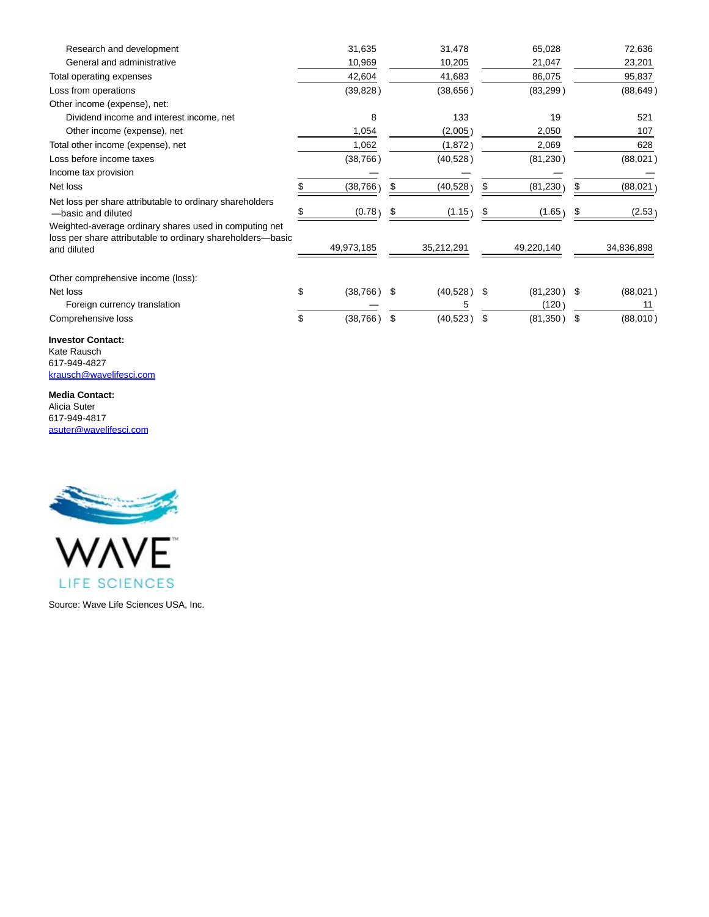| | | | | |
|---|---|---|---|---|
| Research and development | 31,635 | 31,478 | 65,028 | 72,636 |
| General and administrative | 10,969 | 10,205 | 21,047 | 23,201 |
| Total operating expenses | 42,604 | 41,683 | 86,075 | 95,837 |
| Loss from operations | (39,828) | (38,656) | (83,299) | (88,649) |
| Other income (expense), net: | | | | |
| Dividend income and interest income, net | 8 | 133 | 19 | 521 |
| Other income (expense), net | 1,054 | (2,005) | 2,050 | 107 |
| Total other income (expense), net | 1,062 | (1,872) | 2,069 | 628 |
| Loss before income taxes | (38,766) | (40,528) | (81,230) | (88,021) |
| Income tax provision | — | — | — | — |
| Net loss | $ (38,766) | $ (40,528) | $ (81,230) | $ (88,021) |
| Net loss per share attributable to ordinary shareholders—basic and diluted | $ (0.78) | $ (1.15) | $ (1.65) | $ (2.53) |
| Weighted-average ordinary shares used in computing net loss per share attributable to ordinary shareholders—basic and diluted | 49,973,185 | 35,212,291 | 49,220,140 | 34,836,898 |
| | | | | |
| Other comprehensive income (loss): | | | | |
| Net loss | $ (38,766) | $ (40,528) | $ (81,230) | $ (88,021) |
| Foreign currency translation | — | 5 | (120) | 11 |
| Comprehensive loss | $ (38,766) | $ (40,523) | $ (81,350) | $ (88,010) |

**Investor Contact:**
Kate Rausch
617-949-4827
krausch@wavelifesci.com

**Media Contact:**
Alicia Suter
617-949-4817
asuter@wavelifesci.com

WAVE™
LIFE SCIENCES

Source: Wave Life Sciences USA, Inc.